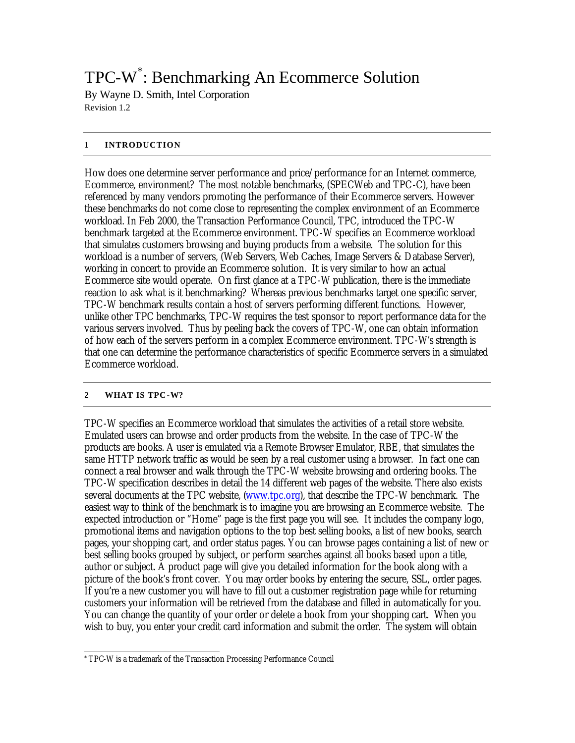# TPC-W[*]: Benchmarking An Ecommerce Solution

By Wayne D. Smith, Intel Corporation

Revision 1.2

## 1 INTRODUCTION

How does one determine server performance and price/performance for an Internet commerce, Ecommerce, environment? The most notable benchmarks, (SPECWeb and TPC-C), have been referenced by many vendors promoting the performance of their Ecommerce servers. However these benchmarks do not come close to representing the complex environment of an Ecommerce workload. In Feb 2000, the Transaction Performance Council, TPC, introduced the TPC-W benchmark targeted at the Ecommerce environment. TPC-W specifies an Ecommerce workload that simulates customers browsing and buying products from a website. The solution for this workload is a number of servers, (Web Servers, Web Caches, Image Servers & Database Server), working in concert to provide an Ecommerce solution. It is very similar to how an actual Ecommerce site would operate. On first glance at a TPC-W publication, there is the immediate reaction to ask what is it benchmarking? Whereas previous benchmarks target one specific server, TPC-W benchmark results contain a host of servers performing different functions. However, unlike other TPC benchmarks, TPC-W requires the test sponsor to report performance data for the various servers involved. Thus by peeling back the covers of TPC-W, one can obtain information of how each of the servers perform in a complex Ecommerce environment. TPC-W's strength is that one can determine the performance characteristics of specific Ecommerce servers in a simulated Ecommerce workload.

## 2 WHAT IS TPC-W?

TPC-W specifies an Ecommerce workload that simulates the activities of a retail store website. Emulated users can browse and order products from the website. In the case of TPC-W the products are books. A user is emulated via a Remote Browser Emulator, RBE, that simulates the same HTTP network traffic as would be seen by a real customer using a browser. In fact one can connect a real browser and walk through the TPC-W website browsing and ordering books. The TPC-W specification describes in detail the 14 different web pages of the website. There also exists several documents at the TPC website, (www.tpc.org), that describe the TPC-W benchmark. The easiest way to think of the benchmark is to imagine you are browsing an Ecommerce website. The expected introduction or "Home" page is the first page you will see. It includes the company logo, promotional items and navigation options to the top best selling books, a list of new books, search pages, your shopping cart, and order status pages. You can browse pages containing a list of new or best selling books grouped by subject, or perform searches against all books based upon a title, author or subject. A product page will give you detailed information for the book along with a picture of the book's front cover. You may order books by entering the secure, SSL, order pages. If you're a new customer you will have to fill out a customer registration page while for returning customers your information will be retrieved from the database and filled in automatically for you. You can change the quantity of your order or delete a book from your shopping cart. When you wish to buy, you enter your credit card information and submit the order. The system will obtain

[*] TPC-W is a trademark of the Transaction Processing Performance Council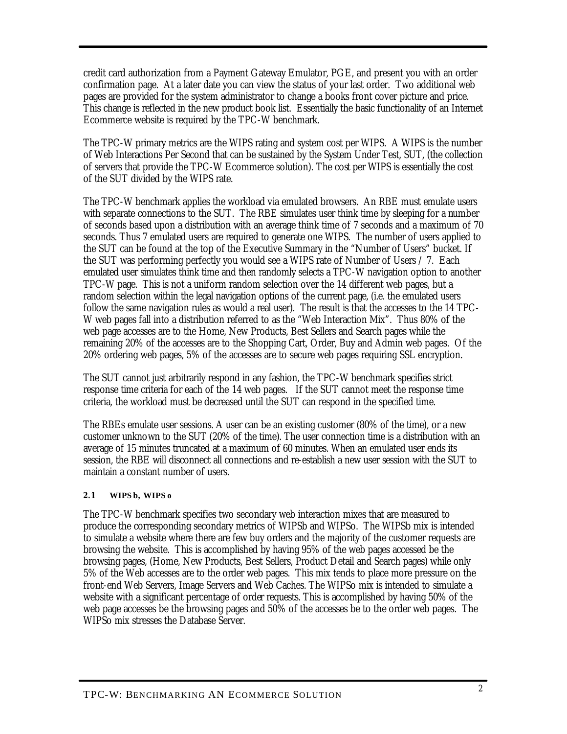credit card authorization from a Payment Gateway Emulator, PGE, and present you with an order confirmation page. At a later date you can view the status of your last order. Two additional web pages are provided for the system administrator to change a books front cover picture and price. This change is reflected in the new product book list. Essentially the basic functionality of an Internet Ecommerce website is required by the TPC-W benchmark.

The TPC-W primary metrics are the WIPS rating and system cost per WIPS. A WIPS is the number of Web Interactions Per Second that can be sustained by the System Under Test, SUT, (the collection of servers that provide the TPC-W Ecommerce solution). The cost per WIPS is essentially the cost of the SUT divided by the WIPS rate.

The TPC-W benchmark applies the workload via emulated browsers. An RBE must emulate users with separate connections to the SUT. The RBE simulates user think time by sleeping for a number of seconds based upon a distribution with an average think time of 7 seconds and a maximum of 70 seconds. Thus 7 emulated users are required to generate one WIPS. The number of users applied to the SUT can be found at the top of the Executive Summary in the "Number of Users" bucket. If the SUT was performing perfectly you would see a WIPS rate of Number of Users / 7. Each emulated user simulates think time and then randomly selects a TPC-W navigation option to another TPC-W page. This is not a uniform random selection over the 14 different web pages, but a random selection within the legal navigation options of the current page, (i.e. the emulated users follow the same navigation rules as would a real user). The result is that the accesses to the 14 TPC-W web pages fall into a distribution referred to as the "Web Interaction Mix". Thus 80% of the web page accesses are to the Home, New Products, Best Sellers and Search pages while the remaining 20% of the accesses are to the Shopping Cart, Order, Buy and Admin web pages. Of the 20% ordering web pages, 5% of the accesses are to secure web pages requiring SSL encryption.

The SUT cannot just arbitrarily respond in any fashion, the TPC-W benchmark specifies strict response time criteria for each of the 14 web pages. If the SUT cannot meet the response time criteria, the workload must be decreased until the SUT can respond in the specified time.

The RBEs emulate user sessions. A user can be an existing customer (80% of the time), or a new customer unknown to the SUT (20% of the time). The user connection time is a distribution with an average of 15 minutes truncated at a maximum of 60 minutes. When an emulated user ends its session, the RBE will disconnect all connections and re-establish a new user session with the SUT to maintain a constant number of users.

### 2.1 WIPS b, WIPS o

The TPC-W benchmark specifies two secondary web interaction mixes that are measured to produce the corresponding secondary metrics of WIPSb and WIPSo. The WIPSb mix is intended to simulate a website where there are few buy orders and the majority of the customer requests are browsing the website. This is accomplished by having 95% of the web pages accessed be the browsing pages, (Home, New Products, Best Sellers, Product Detail and Search pages) while only 5% of the Web accesses are to the order web pages. This mix tends to place more pressure on the front-end Web Servers, Image Servers and Web Caches. The WIPSo mix is intended to simulate a website with a significant percentage of order requests. This is accomplished by having 50% of the web page accesses be the browsing pages and 50% of the accesses be to the order web pages. The WIPSo mix stresses the Database Server.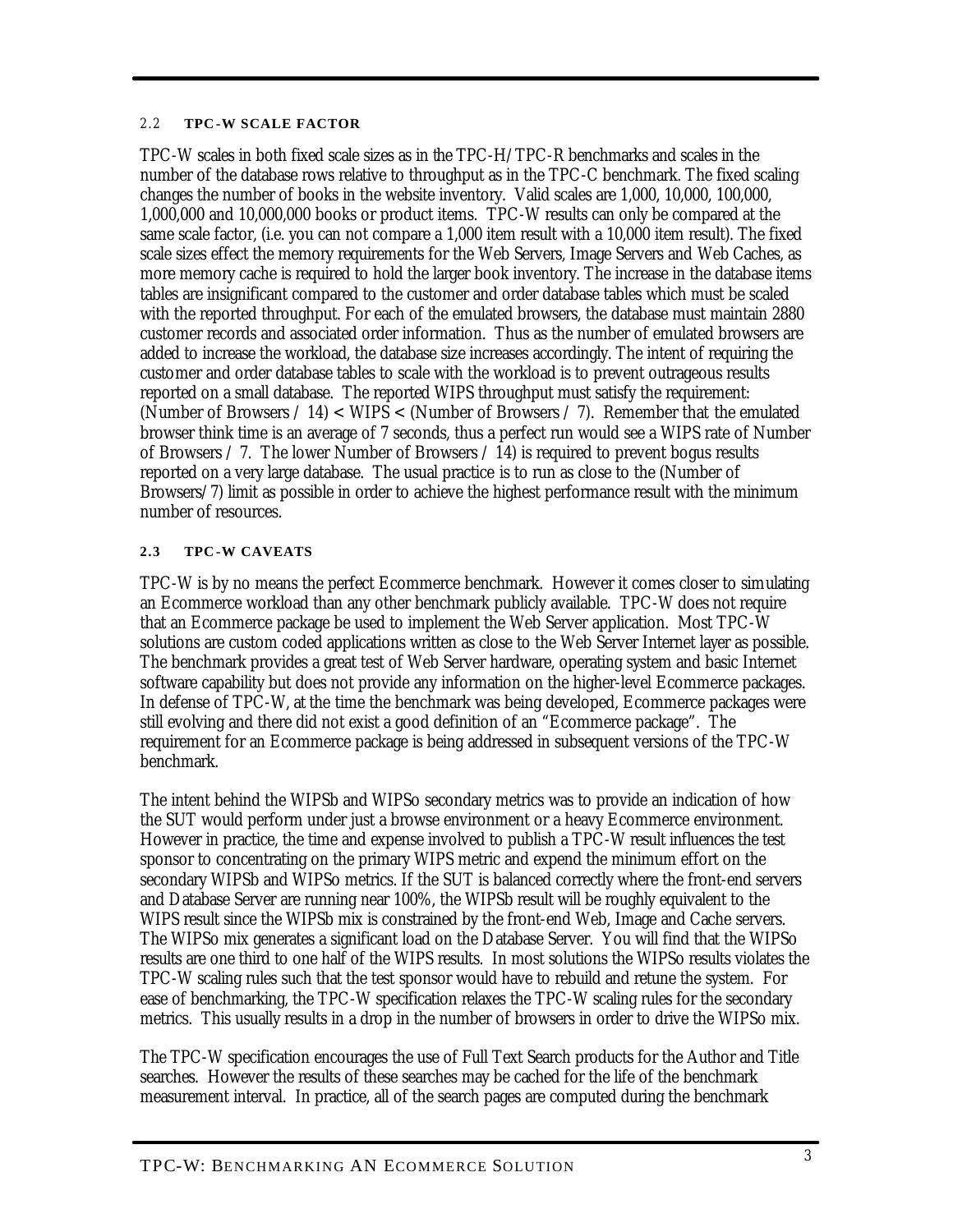## 2.2 TPC-W SCALE FACTOR

TPC-W scales in both fixed scale sizes as in the TPC-H/TPC-R benchmarks and scales in the number of the database rows relative to throughput as in the TPC-C benchmark. The fixed scaling changes the number of books in the website inventory. Valid scales are 1,000, 10,000, 100,000, 1,000,000 and 10,000,000 books or product items. TPC-W results can only be compared at the same scale factor, (i.e. you can not compare a 1,000 item result with a 10,000 item result). The fixed scale sizes effect the memory requirements for the Web Servers, Image Servers and Web Caches, as more memory cache is required to hold the larger book inventory. The increase in the database items tables are insignificant compared to the customer and order database tables which must be scaled with the reported throughput. For each of the emulated browsers, the database must maintain 2880 customer records and associated order information. Thus as the number of emulated browsers are added to increase the workload, the database size increases accordingly. The intent of requiring the customer and order database tables to scale with the workload is to prevent outrageous results reported on a small database. The reported WIPS throughput must satisfy the requirement: (Number of Browsers / 14) < WIPS < (Number of Browsers / 7). Remember that the emulated browser think time is an average of 7 seconds, thus a perfect run would see a WIPS rate of Number of Browsers / 7. The lower Number of Browsers / 14) is required to prevent bogus results reported on a very large database. The usual practice is to run as close to the (Number of Browsers/7) limit as possible in order to achieve the highest performance result with the minimum number of resources.

## 2.3 TPC-W CAVEATS

TPC-W is by no means the perfect Ecommerce benchmark. However it comes closer to simulating an Ecommerce workload than any other benchmark publicly available. TPC-W does not require that an Ecommerce package be used to implement the Web Server application. Most TPC-W solutions are custom coded applications written as close to the Web Server Internet layer as possible. The benchmark provides a great test of Web Server hardware, operating system and basic Internet software capability but does not provide any information on the higher-level Ecommerce packages. In defense of TPC-W, at the time the benchmark was being developed, Ecommerce packages were still evolving and there did not exist a good definition of an "Ecommerce package". The requirement for an Ecommerce package is being addressed in subsequent versions of the TPC-W benchmark.

The intent behind the WIPSb and WIPSo secondary metrics was to provide an indication of how the SUT would perform under just a browse environment or a heavy Ecommerce environment. However in practice, the time and expense involved to publish a TPC-W result influences the test sponsor to concentrating on the primary WIPS metric and expend the minimum effort on the secondary WIPSb and WIPSo metrics. If the SUT is balanced correctly where the front-end servers and Database Server are running near 100%, the WIPSb result will be roughly equivalent to the WIPS result since the WIPSb mix is constrained by the front-end Web, Image and Cache servers. The WIPSo mix generates a significant load on the Database Server. You will find that the WIPSo results are one third to one half of the WIPS results. In most solutions the WIPSo results violates the TPC-W scaling rules such that the test sponsor would have to rebuild and retune the system. For ease of benchmarking, the TPC-W specification relaxes the TPC-W scaling rules for the secondary metrics. This usually results in a drop in the number of browsers in order to drive the WIPSo mix.

The TPC-W specification encourages the use of Full Text Search products for the Author and Title searches. However the results of these searches may be cached for the life of the benchmark measurement interval. In practice, all of the search pages are computed during the benchmark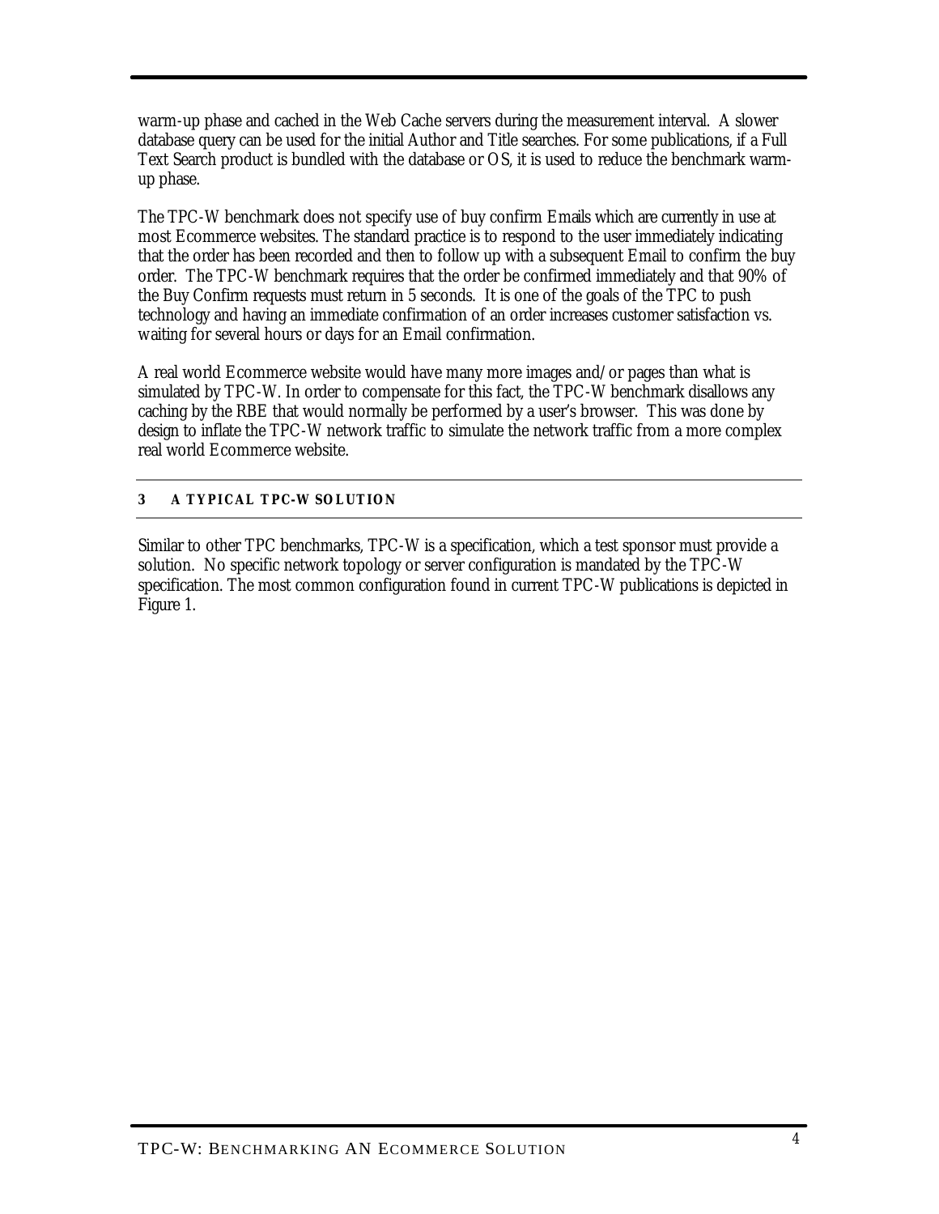warm-up phase and cached in the Web Cache servers during the measurement interval. A slower database query can be used for the initial Author and Title searches. For some publications, if a Full Text Search product is bundled with the database or OS, it is used to reduce the benchmark warm-up phase.

The TPC-W benchmark does not specify use of buy confirm Emails which are currently in use at most Ecommerce websites. The standard practice is to respond to the user immediately indicating that the order has been recorded and then to follow up with a subsequent Email to confirm the buy order. The TPC-W benchmark requires that the order be confirmed immediately and that 90% of the Buy Confirm requests must return in 5 seconds. It is one of the goals of the TPC to push technology and having an immediate confirmation of an order increases customer satisfaction vs. waiting for several hours or days for an Email confirmation.

A real world Ecommerce website would have many more images and/or pages than what is simulated by TPC-W. In order to compensate for this fact, the TPC-W benchmark disallows any caching by the RBE that would normally be performed by a user's browser. This was done by design to inflate the TPC-W network traffic to simulate the network traffic from a more complex real world Ecommerce website.

## 3 A TYPICAL TPC-W SOLUTION

Similar to other TPC benchmarks, TPC-W is a specification, which a test sponsor must provide a solution. No specific network topology or server configuration is mandated by the TPC-W specification. The most common configuration found in current TPC-W publications is depicted in Figure 1.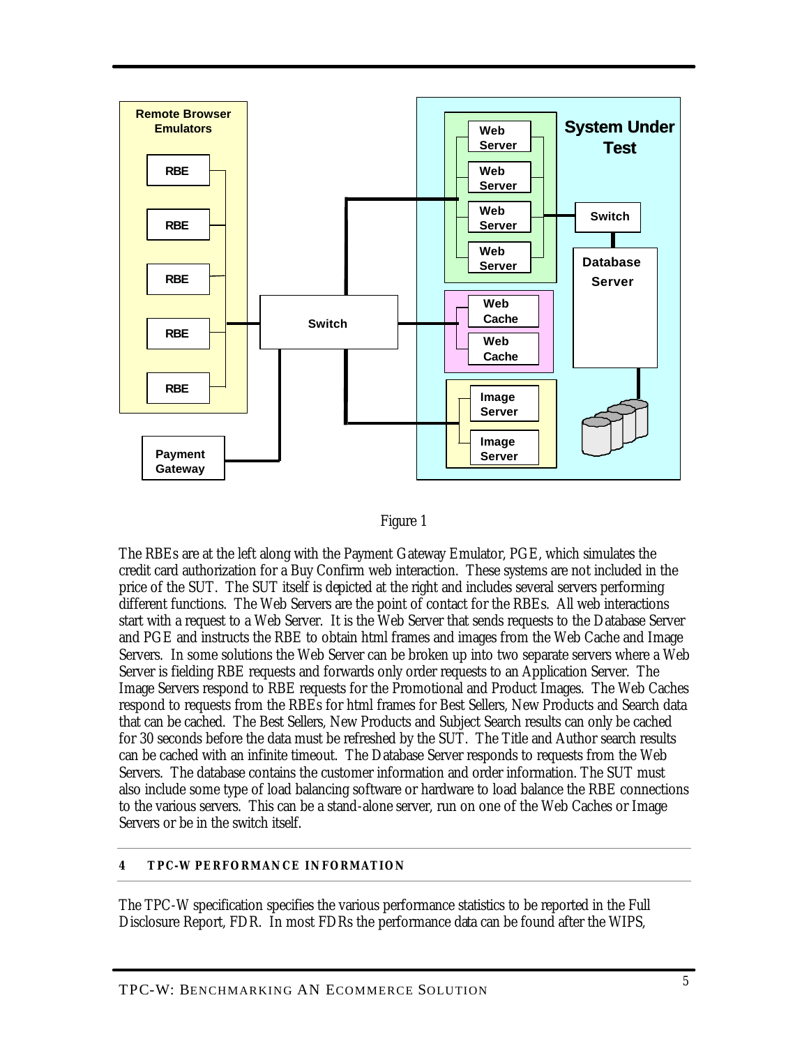Figure 1

The RBEs are at the left along with the Payment Gateway Emulator, PGE, which simulates the credit card authorization for a Buy Confirm web interaction. These systems are not included in the price of the SUT. The SUT itself is depicted at the right and includes several servers performing different functions. The Web Servers are the point of contact for the RBEs. All web interactions start with a request to a Web Server. It is the Web Server that sends requests to the Database Server and PGE and instructs the RBE to obtain html frames and images from the Web Cache and Image Servers. In some solutions the Web Server can be broken up into two separate servers where a Web Server is fielding RBE requests and forwards only order requests to an Application Server. The Image Servers respond to RBE requests for the Promotional and Product Images. The Web Caches respond to requests from the RBEs for html frames for Best Sellers, New Products and Search data that can be cached. The Best Sellers, New Products and Subject Search results can only be cached for 30 seconds before the data must be refreshed by the SUT. The Title and Author search results can be cached with an infinite timeout. The Database Server responds to requests from the Web Servers. The database contains the customer information and order information. The SUT must also include some type of load balancing software or hardware to load balance the RBE connections to the various servers. This can be a stand-alone server, run on one of the Web Caches or Image Servers or be in the switch itself.

## 4 TPC-W PERFORMANCE INFORMATION

The TPC-W specification specifies the various performance statistics to be reported in the Full Disclosure Report, FDR. In most FDRs the performance data can be found after the WIPS,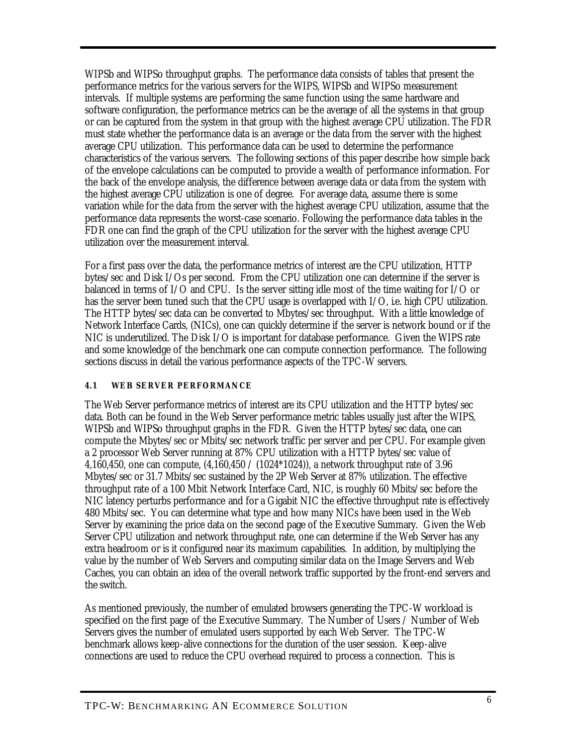WIPSb and WIPSo throughput graphs. The performance data consists of tables that present the performance metrics for the various servers for the WIPS, WIPSb and WIPSo measurement intervals. If multiple systems are performing the same function using the same hardware and software configuration, the performance metrics can be the average of all the systems in that group or can be captured from the system in that group with the highest average CPU utilization. The FDR must state whether the performance data is an average or the data from the server with the highest average CPU utilization. This performance data can be used to determine the performance characteristics of the various servers. The following sections of this paper describe how simple back of the envelope calculations can be computed to provide a wealth of performance information. For the back of the envelope analysis, the difference between average data or data from the system with the highest average CPU utilization is one of degree. For average data, assume there is some variation while for the data from the server with the highest average CPU utilization, assume that the performance data represents the worst-case scenario. Following the performance data tables in the FDR one can find the graph of the CPU utilization for the server with the highest average CPU utilization over the measurement interval.

For a first pass over the data, the performance metrics of interest are the CPU utilization, HTTP bytes/sec and Disk I/Os per second. From the CPU utilization one can determine if the server is balanced in terms of I/O and CPU. Is the server sitting idle most of the time waiting for I/O or has the server been tuned such that the CPU usage is overlapped with I/O, i.e. high CPU utilization. The HTTP bytes/sec data can be converted to Mbytes/sec throughput. With a little knowledge of Network Interface Cards, (NICs), one can quickly determine if the server is network bound or if the NIC is underutilized. The Disk I/O is important for database performance. Given the WIPS rate and some knowledge of the benchmark one can compute connection performance. The following sections discuss in detail the various performance aspects of the TPC-W servers.

### 4.1 WEB SERVER PERFORMANCE

The Web Server performance metrics of interest are its CPU utilization and the HTTP bytes/sec data. Both can be found in the Web Server performance metric tables usually just after the WIPS, WIPSb and WIPSo throughput graphs in the FDR. Given the HTTP bytes/sec data, one can compute the Mbytes/sec or Mbits/sec network traffic per server and per CPU. For example given a 2 processor Web Server running at 87% CPU utilization with a HTTP bytes/sec value of 4,160,450, one can compute, (4,160,450 / (1024*1024)), a network throughput rate of 3.96 Mbytes/sec or 31.7 Mbits/sec sustained by the 2P Web Server at 87% utilization. The effective throughput rate of a 100 Mbit Network Interface Card, NIC, is roughly 60 Mbits/sec before the NIC latency perturbs performance and for a Gigabit NIC the effective throughput rate is effectively 480 Mbits/sec. You can determine what type and how many NICs have been used in the Web Server by examining the price data on the second page of the Executive Summary. Given the Web Server CPU utilization and network throughput rate, one can determine if the Web Server has any extra headroom or is it configured near its maximum capabilities. In addition, by multiplying the value by the number of Web Servers and computing similar data on the Image Servers and Web Caches, you can obtain an idea of the overall network traffic supported by the front-end servers and the switch.

As mentioned previously, the number of emulated browsers generating the TPC-W workload is specified on the first page of the Executive Summary. The Number of Users / Number of Web Servers gives the number of emulated users supported by each Web Server. The TPC-W benchmark allows keep-alive connections for the duration of the user session. Keep-alive connections are used to reduce the CPU overhead required to process a connection. This is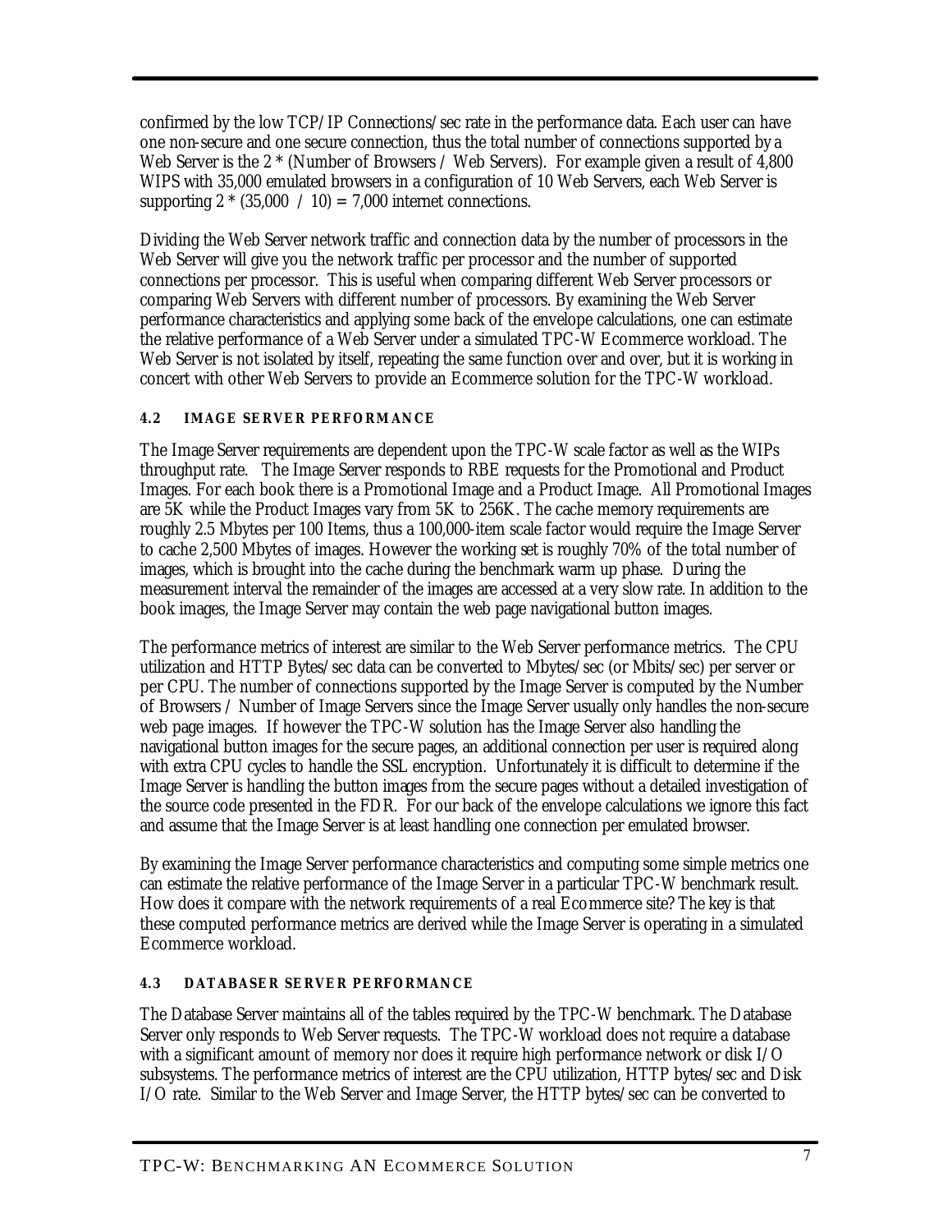confirmed by the low TCP/IP Connections/sec rate in the performance data. Each user can have one non-secure and one secure connection, thus the total number of connections supported by a Web Server is the 2 * (Number of Browsers / Web Servers). For example given a result of 4,800 WIPS with 35,000 emulated browsers in a configuration of 10 Web Servers, each Web Server is supporting 2 * (35,000 / 10) = 7,000 internet connections.

Dividing the Web Server network traffic and connection data by the number of processors in the Web Server will give you the network traffic per processor and the number of supported connections per processor. This is useful when comparing different Web Server processors or comparing Web Servers with different number of processors. By examining the Web Server performance characteristics and applying some back of the envelope calculations, one can estimate the relative performance of a Web Server under a simulated TPC-W Ecommerce workload. The Web Server is not isolated by itself, repeating the same function over and over, but it is working in concert with other Web Servers to provide an Ecommerce solution for the TPC-W workload.

### 4.2 IMAGE SERVER PERFORMANCE

The Image Server requirements are dependent upon the TPC-W scale factor as well as the WIPs throughput rate. The Image Server responds to RBE requests for the Promotional and Product Images. For each book there is a Promotional Image and a Product Image. All Promotional Images are 5K while the Product Images vary from 5K to 256K. The cache memory requirements are roughly 2.5 Mbytes per 100 Items, thus a 100,000-item scale factor would require the Image Server to cache 2,500 Mbytes of images. However the working set is roughly 70% of the total number of images, which is brought into the cache during the benchmark warm up phase. During the measurement interval the remainder of the images are accessed at a very slow rate. In addition to the book images, the Image Server may contain the web page navigational button images.

The performance metrics of interest are similar to the Web Server performance metrics. The CPU utilization and HTTP Bytes/sec data can be converted to Mbytes/sec (or Mbits/sec) per server or per CPU. The number of connections supported by the Image Server is computed by the Number of Browsers / Number of Image Servers since the Image Server usually only handles the non-secure web page images. If however the TPC-W solution has the Image Server also handling the navigational button images for the secure pages, an additional connection per user is required along with extra CPU cycles to handle the SSL encryption. Unfortunately it is difficult to determine if the Image Server is handling the button images from the secure pages without a detailed investigation of the source code presented in the FDR. For our back of the envelope calculations we ignore this fact and assume that the Image Server is at least handling one connection per emulated browser.

By examining the Image Server performance characteristics and computing some simple metrics one can estimate the relative performance of the Image Server in a particular TPC-W benchmark result. How does it compare with the network requirements of a real Ecommerce site? The key is that these computed performance metrics are derived while the Image Server is operating in a simulated Ecommerce workload.

### 4.3 DATABASER SERVER PERFORMANCE

The Database Server maintains all of the tables required by the TPC-W benchmark. The Database Server only responds to Web Server requests. The TPC-W workload does not require a database with a significant amount of memory nor does it require high performance network or disk I/O subsystems. The performance metrics of interest are the CPU utilization, HTTP bytes/sec and Disk I/O rate. Similar to the Web Server and Image Server, the HTTP bytes/sec can be converted to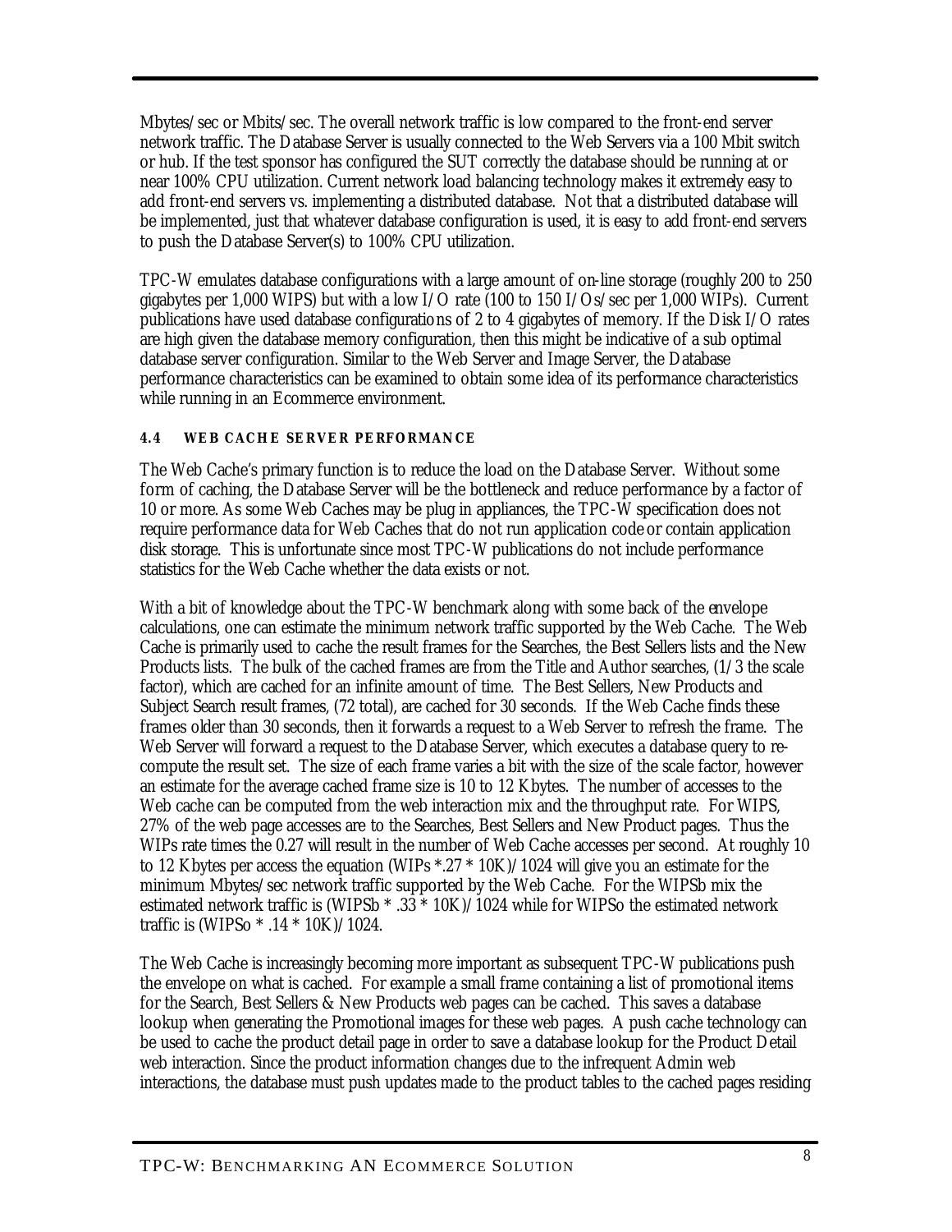Mbytes/sec or Mbits/sec. The overall network traffic is low compared to the front-end server network traffic. The Database Server is usually connected to the Web Servers via a 100 Mbit switch or hub. If the test sponsor has configured the SUT correctly the database should be running at or near 100% CPU utilization. Current network load balancing technology makes it extremely easy to add front-end servers vs. implementing a distributed database. Not that a distributed database will be implemented, just that whatever database configuration is used, it is easy to add front-end servers to push the Database Server(s) to 100% CPU utilization.

TPC-W emulates database configurations with a large amount of on-line storage (roughly 200 to 250 gigabytes per 1,000 WIPS) but with a low I/O rate (100 to 150 I/Os/sec per 1,000 WIPs). Current publications have used database configurations of 2 to 4 gigabytes of memory. If the Disk I/O rates are high given the database memory configuration, then this might be indicative of a sub optimal database server configuration. Similar to the Web Server and Image Server, the Database performance characteristics can be examined to obtain some idea of its performance characteristics while running in an Ecommerce environment.

### 4.4 WEB CACHE SERVER PERFORMANCE

The Web Cache's primary function is to reduce the load on the Database Server. Without some form of caching, the Database Server will be the bottleneck and reduce performance by a factor of 10 or more. As some Web Caches may be plug in appliances, the TPC-W specification does not require performance data for Web Caches that do not run application code or contain application disk storage. This is unfortunate since most TPC-W publications do not include performance statistics for the Web Cache whether the data exists or not.

With a bit of knowledge about the TPC-W benchmark along with some back of the envelope calculations, one can estimate the minimum network traffic supported by the Web Cache. The Web Cache is primarily used to cache the result frames for the Searches, the Best Sellers lists and the New Products lists. The bulk of the cached frames are from the Title and Author searches, (1/3 the scale factor), which are cached for an infinite amount of time. The Best Sellers, New Products and Subject Search result frames, (72 total), are cached for 30 seconds. If the Web Cache finds these frames older than 30 seconds, then it forwards a request to a Web Server to refresh the frame. The Web Server will forward a request to the Database Server, which executes a database query to re-compute the result set. The size of each frame varies a bit with the size of the scale factor, however an estimate for the average cached frame size is 10 to 12 Kbytes. The number of accesses to the Web cache can be computed from the web interaction mix and the throughput rate. For WIPS, 27% of the web page accesses are to the Searches, Best Sellers and New Product pages. Thus the WIPs rate times the 0.27 will result in the number of Web Cache accesses per second. At roughly 10 to 12 Kbytes per access the equation (WIPs *.27 * 10K)/1024 will give you an estimate for the minimum Mbytes/sec network traffic supported by the Web Cache. For the WIPSb mix the estimated network traffic is (WIPSb * .33 * 10K)/1024 while for WIPSo the estimated network traffic is (WIPSo * .14 * 10K)/1024.

The Web Cache is increasingly becoming more important as subsequent TPC-W publications push the envelope on what is cached. For example a small frame containing a list of promotional items for the Search, Best Sellers & New Products web pages can be cached. This saves a database lookup when generating the Promotional images for these web pages. A push cache technology can be used to cache the product detail page in order to save a database lookup for the Product Detail web interaction. Since the product information changes due to the infrequent Admin web interactions, the database must push updates made to the product tables to the cached pages residing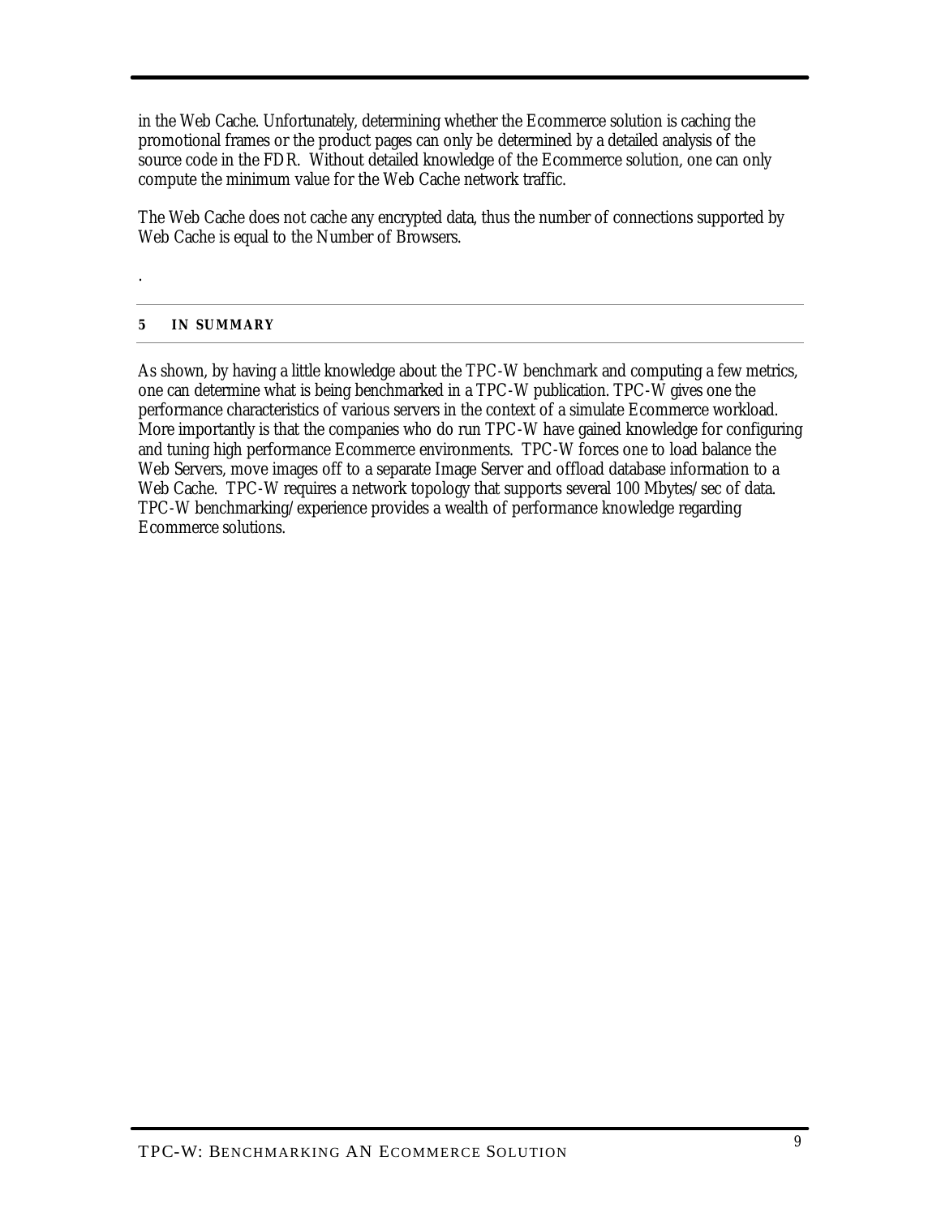in the Web Cache. Unfortunately, determining whether the Ecommerce solution is caching the promotional frames or the product pages can only be determined by a detailed analysis of the source code in the FDR. Without detailed knowledge of the Ecommerce solution, one can only compute the minimum value for the Web Cache network traffic.

The Web Cache does not cache any encrypted data, thus the number of connections supported by Web Cache is equal to the Number of Browsers.

.

## 5 IN SUMMARY

As shown, by having a little knowledge about the TPC-W benchmark and computing a few metrics, one can determine what is being benchmarked in a TPC-W publication. TPC-W gives one the performance characteristics of various servers in the context of a simulate Ecommerce workload. More importantly is that the companies who do run TPC-W have gained knowledge for configuring and tuning high performance Ecommerce environments. TPC-W forces one to load balance the Web Servers, move images off to a separate Image Server and offload database information to a Web Cache. TPC-W requires a network topology that supports several 100 Mbytes/sec of data. TPC-W benchmarking/experience provides a wealth of performance knowledge regarding Ecommerce solutions.